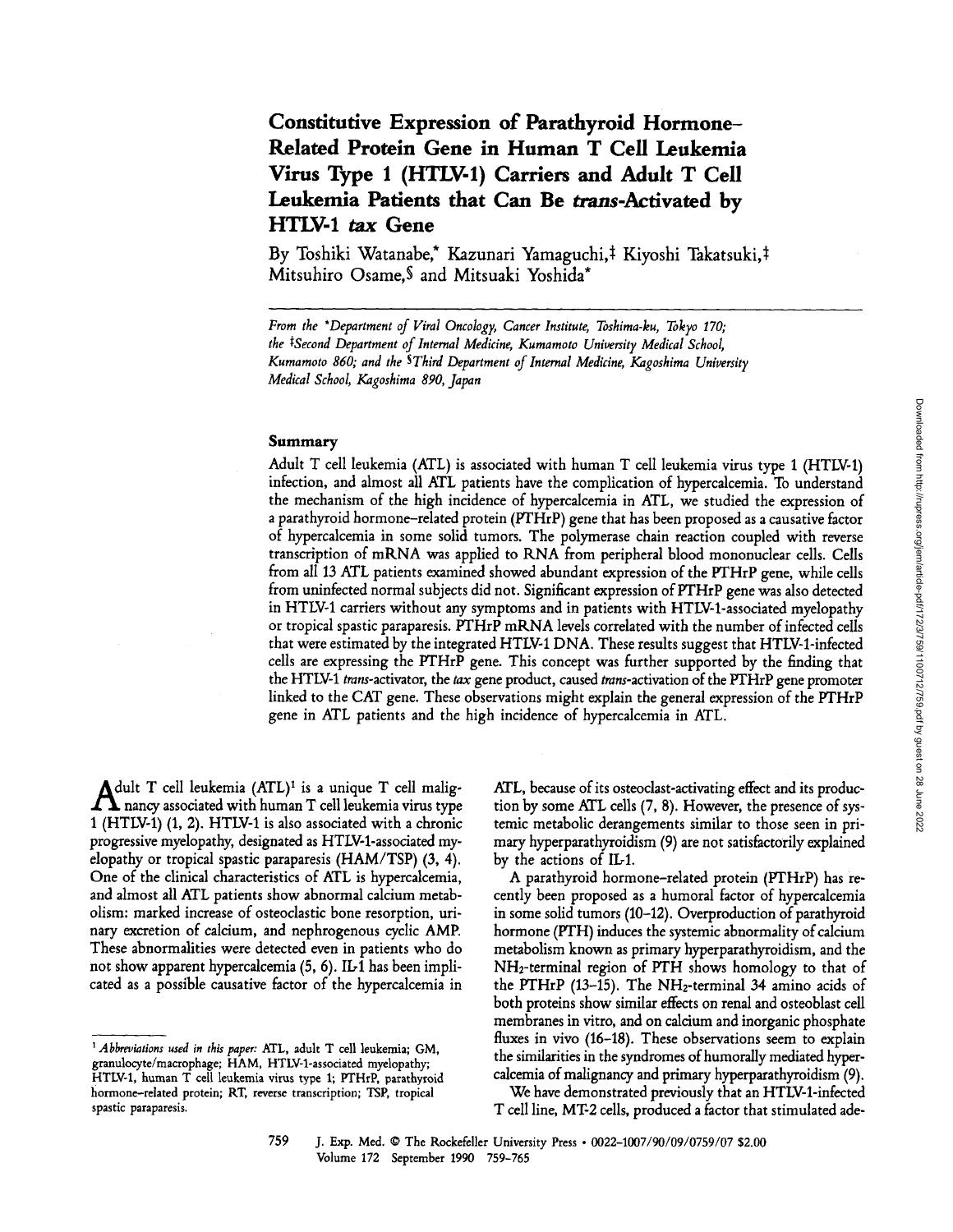# Constitutive Expression of Parathyroid Hormone–Related Protein Gene in Human T Cell Leukemia Virus Type 1 (HTLV-1) Carriers and Adult T Cell Leukemia Patients that Can Be *trans*-Activated by HTLV-1 *tax* Gene

By Toshiki Watanabe,* Kazunari Yamaguchi,‡ Kiyoshi Takatsuki,‡ Mitsuhiro Osame,§ and Mitsuaki Yoshida*

*From the \*Department of Viral Oncology, Cancer Institute, Toshima-ku, Tokyo 170; the ‡Second Department of Internal Medicine, Kumamoto University Medical School, Kumamoto 860; and the §Third Department of Internal Medicine, Kagoshima University Medical School, Kagoshima 890, Japan*

## Summary

Adult T cell leukemia (ATL) is associated with human T cell leukemia virus type 1 (HTLV-1) infection, and almost all ATL patients have the complication of hypercalcemia. To understand the mechanism of the high incidence of hypercalcemia in ATL, we studied the expression of a parathyroid hormone–related protein (PTHrP) gene that has been proposed as a causative factor of hypercalcemia in some solid tumors. The polymerase chain reaction coupled with reverse transcription of mRNA was applied to RNA from peripheral blood mononuclear cells. Cells from all 13 ATL patients examined showed abundant expression of the PTHrP gene, while cells from uninfected normal subjects did not. Significant expression of PTHrP gene was also detected in HTLV-1 carriers without any symptoms and in patients with HTLV-1-associated myelopathy or tropical spastic paraparesis. PTHrP mRNA levels correlated with the number of infected cells that were estimated by the integrated HTLV-1 DNA. These results suggest that HTLV-1-infected cells are expressing the PTHrP gene. This concept was further supported by the finding that the HTLV-1 *trans*-activator, the *tax* gene product, caused *trans*-activation of the PTHrP gene promoter linked to the CAT gene. These observations might explain the general expression of the PTHrP gene in ATL patients and the high incidence of hypercalcemia in ATL.

Adult T cell leukemia (ATL)[1] is a unique T cell malignancy associated with human T cell leukemia virus type 1 (HTLV-1) (1, 2). HTLV-1 is also associated with a chronic progressive myelopathy, designated as HTLV-1-associated myelopathy or tropical spastic paraparesis (HAM/TSP) (3, 4). One of the clinical characteristics of ATL is hypercalcemia, and almost all ATL patients show abnormal calcium metabolism: marked increase of osteoclastic bone resorption, urinary excretion of calcium, and nephrogenous cyclic AMP. These abnormalities were detected even in patients who do not show apparent hypercalcemia (5, 6). IL-1 has been implicated as a possible causative factor of the hypercalcemia in ATL, because of its osteoclast-activating effect and its production by some ATL cells (7, 8). However, the presence of systemic metabolic derangements similar to those seen in primary hyperparathyroidism (9) are not satisfactorily explained by the actions of IL-1.

A parathyroid hormone–related protein (PTHrP) has recently been proposed as a humoral factor of hypercalcemia in some solid tumors (10–12). Overproduction of parathyroid hormone (PTH) induces the systemic abnormality of calcium metabolism known as primary hyperparathyroidism, and the $NH_2$-terminal region of PTH shows homology to that of the PTHrP (13–15). The $NH_2$-terminal 34 amino acids of both proteins show similar effects on renal and osteoblast cell membranes in vitro, and on calcium and inorganic phosphate fluxes in vivo (16–18). These observations seem to explain the similarities in the syndromes of humorally mediated hypercalcemia of malignancy and primary hyperparathyroidism (9).

We have demonstrated previously that an HTLV-1-infected T cell line, MT-2 cells, produced a factor that stimulated ade-

[1] *Abbreviations used in this paper:* ATL, adult T cell leukemia; GM, granulocyte/macrophage; HAM, HTLV-1-associated myelopathy; HTLV-1, human T cell leukemia virus type 1; PTHrP, parathyroid hormone–related protein; RT, reverse transcription; TSP, tropical spastic paraparesis.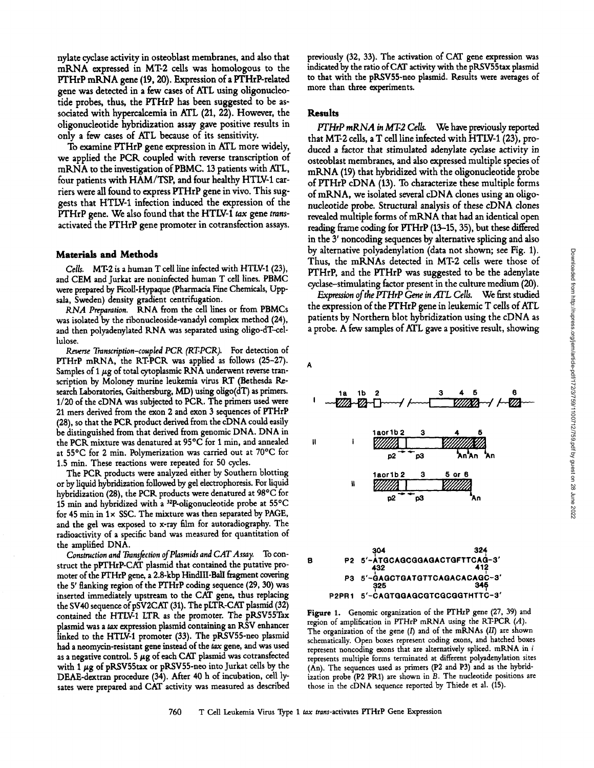nylate cyclase activity in osteoblast membranes, and also that mRNA expressed in MT-2 cells was homologous to the PTHrP mRNA gene (19, 20). Expression of a PTHrP-related gene was detected in a few cases of ATL using oligonucleotide probes, thus, the PTHrP has been suggested to be associated with hypercalcemia in ATL (21, 22). However, the oligonucleotide hybridization assay gave positive results in only a few cases of ATL because of its sensitivity.

To examine PTHrP gene expression in ATL more widely, we applied the PCR coupled with reverse transcription of mRNA to the investigation of PBMC. 13 patients with ATL, four patients with HAM/TSP, and four healthy HTLV-1 carriers were all found to express PTHrP gene in vivo. This suggests that HTLV-1 infection induced the expression of the PTHrP gene. We also found that the HTLV-1 *tax* gene *trans*-activated the PTHrP gene promoter in cotransfection assays.

## Materials and Methods

*Cells.* MT-2 is a human T cell line infected with HTLV-1 (23), and CEM and Jurkat are noninfected human T cell lines. PBMC were prepared by Ficoll-Hypaque (Pharmacia Fine Chemicals, Uppsala, Sweden) density gradient centrifugation.

*RNA Preparation.* RNA from the cell lines or from PBMCs was isolated by the ribonucleoside-vanadyl complex method (24), and then polyadenylated RNA was separated using oligo-dT-cellulose.

*Reverse Transcription-coupled PCR (RT-PCR).* For detection of PTHrP mRNA, the RT-PCR was applied as follows (25–27). Samples of 1 μg of total cytoplasmic RNA underwent reverse transcription by Moloney murine leukemia virus RT (Bethesda Research Laboratories, Gaithersburg, MD) using oligo(dT) as primers. 1/20 of the cDNA was subjected to PCR. The primers used were 21 mers derived from the exon 2 and exon 3 sequences of PTHrP (28), so that the PCR product derived from the cDNA could easily be distinguished from that derived from genomic DNA. DNA in the PCR mixture was denatured at 95°C for 1 min, and annealed at 55°C for 2 min. Polymerization was carried out at 70°C for 1.5 min. These reactions were repeated for 50 cycles.

The PCR products were analyzed either by Southern blotting or by liquid hybridization followed by gel electrophoresis. For liquid hybridization (28), the PCR products were denatured at 98°C for 15 min and hybridized with a $^{32}$P-oligonucleotide probe at 55°C for 45 min in 1× SSC. The mixture was then separated by PAGE, and the gel was exposed to x-ray film for autoradiography. The radioactivity of a specific band was measured for quantitation of the amplified DNA.

*Construction and Transfection of Plasmids and CAT Assay.* To construct the pPTHrP-CAT plasmid that contained the putative promoter of the PTHrP gene, a 2.8-kbp HindIII-BalI fragment covering the 5′ flanking region of the PTHrP coding sequence (29, 30) was inserted immediately upstream to the CAT gene, thus replacing the SV40 sequence of pSV2CAT (31). The pLTR-CAT plasmid (32) contained the HTLV-1 LTR as the promoter. The pRSV55Tax plasmid was a *tax* expression plasmid containing an RSV enhancer linked to the HTLV-1 promoter (33). The pRSV55-neo plasmid had a neomycin-resistant gene instead of the *tax* gene, and was used as a negative control. 5 μg of each CAT plasmid was cotransfected with 1 μg of pRSV55tax or pRSV55-neo into Jurkat cells by the DEAE-dextran procedure (34). After 40 h of incubation, cell lysates were prepared and CAT activity was measured as described previously (32, 33). The activation of CAT gene expression was indicated by the ratio of CAT activity with the pRSV55tax plasmid to that with the pRSV55-neo plasmid. Results were averages of more than three experiments.

## Results

*PTHrP mRNA in MT-2 Cells.* We have previously reported that MT-2 cells, a T cell line infected with HTLV-1 (23), produced a factor that stimulated adenylate cyclase activity in osteoblast membranes, and also expressed multiple species of mRNA (19) that hybridized with the oligonucleotide probe of PTHrP cDNA (13). To characterize these multiple forms of mRNA, we isolated several cDNA clones using an oligonucleotide probe. Structural analysis of these cDNA clones revealed multiple forms of mRNA that had an identical open reading frame coding for PTHrP (13–15, 35), but these differed in the 3′ noncoding sequences by alternative splicing and also by alternative polyadenylation (data not shown; see Fig. 1). Thus, the mRNAs detected in MT-2 cells were those of PTHrP, and the PTHrP was suggested to be the adenylate cyclase–stimulating factor present in the culture medium (20).

*Expression of the PTHrP Gene in ATL Cells.* We first studied the expression of the PTHrP gene in leukemic T cells of ATL patients by Northern blot hybridization using the cDNA as a probe. A few samples of ATL gave a positive result, showing

A

B

P2 5′-ATGCAGCGGAGACTGFTTCAG-3′ (304–324)

P3 5′-GAGCTGATGTTCAGACACAGC-3′ (432–412)

P2PR1 5′-CAGTGGAGCGTCGCGGTHTTC-3′ (325–345)

**Figure 1.** Genomic organization of the PTHrP gene (27, 39) and region of amplification in PTHrP mRNA using the RT-PCR (*A*). The organization of the gene (*I*) and of the mRNAs (*II*) are shown schematically. Open boxes represent coding exons, and hatched boxes represent noncoding exons that are alternatively spliced. mRNA in *i* represents multiple forms terminated at different polyadenylation sites (An). The sequences used as primers (P2 and P3) and as the hybridization probe (P2 PR1) are shown in *B*. The nucleotide positions are those in the cDNA sequence reported by Thiede et al. (15).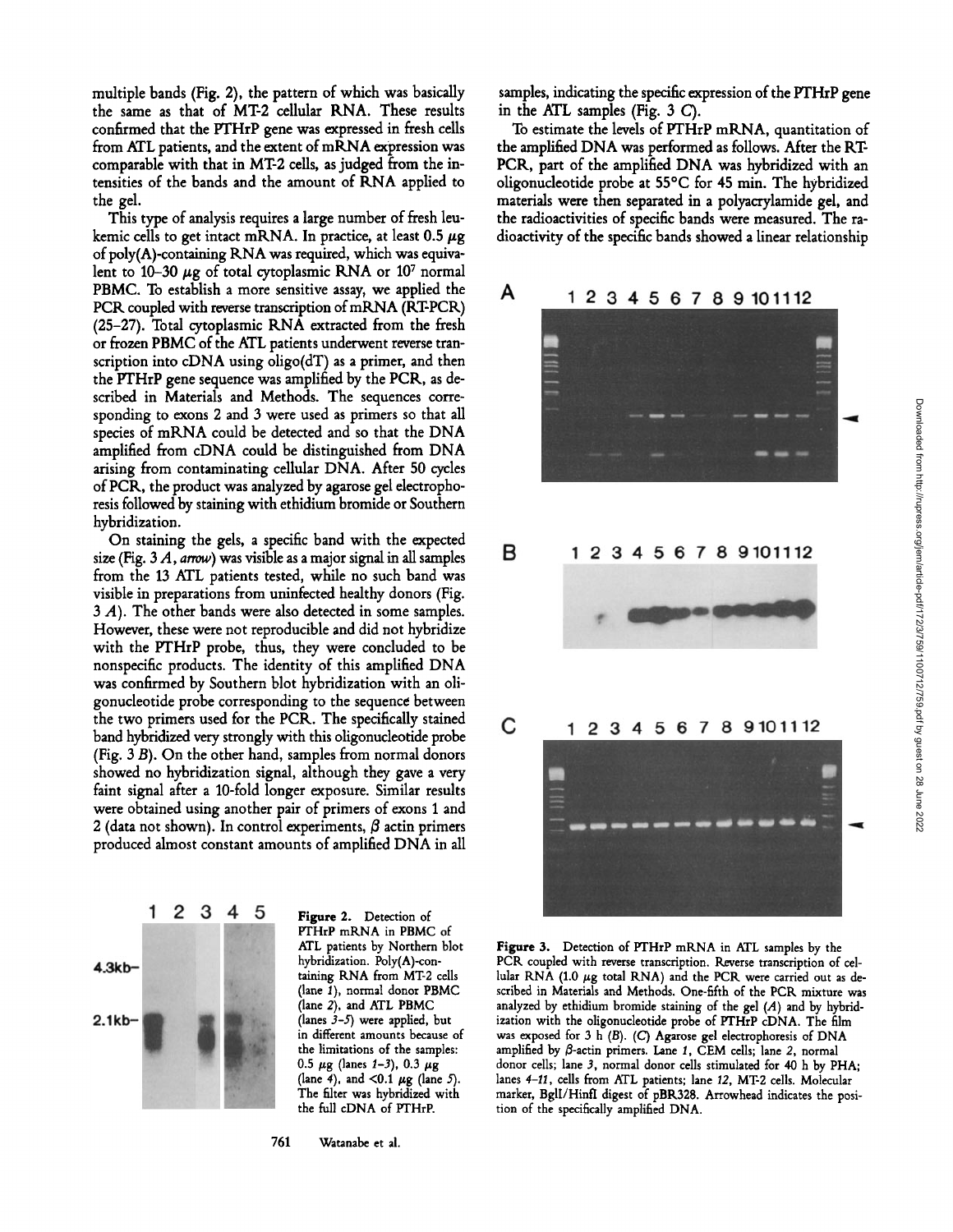multiple bands (Fig. 2), the pattern of which was basically the same as that of MT-2 cellular RNA. These results confirmed that the PTHrP gene was expressed in fresh cells from ATL patients, and the extent of mRNA expression was comparable with that in MT-2 cells, as judged from the intensities of the bands and the amount of RNA applied to the gel.

This type of analysis requires a large number of fresh leukemic cells to get intact mRNA. In practice, at least 0.5 μg of poly(A)-containing RNA was required, which was equivalent to 10–30 μg of total cytoplasmic RNA or $10^7$ normal PBMC. To establish a more sensitive assay, we applied the PCR coupled with reverse transcription of mRNA (RT-PCR) (25–27). Total cytoplasmic RNA extracted from the fresh or frozen PBMC of the ATL patients underwent reverse transcription into cDNA using oligo(dT) as a primer, and then the PTHrP gene sequence was amplified by the PCR, as described in Materials and Methods. The sequences corresponding to exons 2 and 3 were used as primers so that all species of mRNA could be detected and so that the DNA amplified from cDNA could be distinguished from DNA arising from contaminating cellular DNA. After 50 cycles of PCR, the product was analyzed by agarose gel electrophoresis followed by staining with ethidium bromide or Southern hybridization.

On staining the gels, a specific band with the expected size (Fig. 3 *A*, *arrow*) was visible as a major signal in all samples from the 13 ATL patients tested, while no such band was visible in preparations from uninfected healthy donors (Fig. 3 *A*). The other bands were also detected in some samples. However, these were not reproducible and did not hybridize with the PTHrP probe, thus, they were concluded to be nonspecific products. The identity of this amplified DNA was confirmed by Southern blot hybridization with an oligonucleotide probe corresponding to the sequence between the two primers used for the PCR. The specifically stained band hybridized very strongly with this oligonucleotide probe (Fig. 3 *B*). On the other hand, samples from normal donors showed no hybridization signal, although they gave a very faint signal after a 10-fold longer exposure. Similar results were obtained using another pair of primers of exons 1 and 2 (data not shown). In control experiments, β actin primers produced almost constant amounts of amplified DNA in all samples, indicating the specific expression of the PTHrP gene in the ATL samples (Fig. 3 *C*).

To estimate the levels of PTHrP mRNA, quantitation of the amplified DNA was performed as follows. After the RT-PCR, part of the amplified DNA was hybridized with an oligonucleotide probe at 55°C for 45 min. The hybridized materials were then separated in a polyacrylamide gel, and the radioactivities of specific bands were measured. The radioactivity of the specific bands showed a linear relationship

**Figure 2.** Detection of PTHrP mRNA in PBMC of ATL patients by Northern blot hybridization. Poly(A)-containing RNA from MT-2 cells (lane *1*), normal donor PBMC (lane *2*), and ATL PBMC (lanes *3–5*) were applied, but in different amounts because of the limitations of the samples: 0.5 μg (lanes *1–3*), 0.3 μg (lane *4*), and <0.1 μg (lane *5*). The filter was hybridized with the full cDNA of PTHrP.

**Figure 3.** Detection of PTHrP mRNA in ATL samples by the PCR coupled with reverse transcription. Reverse transcription of cellular RNA (1.0 μg total RNA) and the PCR were carried out as described in Materials and Methods. One-fifth of the PCR mixture was analyzed by ethidium bromide staining of the gel (*A*) and by hybridization with the oligonucleotide probe of PTHrP cDNA. The film was exposed for 3 h (*B*). (*C*) Agarose gel electrophoresis of DNA amplified by β-actin primers. Lane *1*, CEM cells; lane *2*, normal donor cells; lane *3*, normal donor cells stimulated for 40 h by PHA; lanes *4–11*, cells from ATL patients; lane *12*, MT-2 cells. Molecular marker, BglI/HinfI digest of pBR328. Arrowhead indicates the position of the specifically amplified DNA.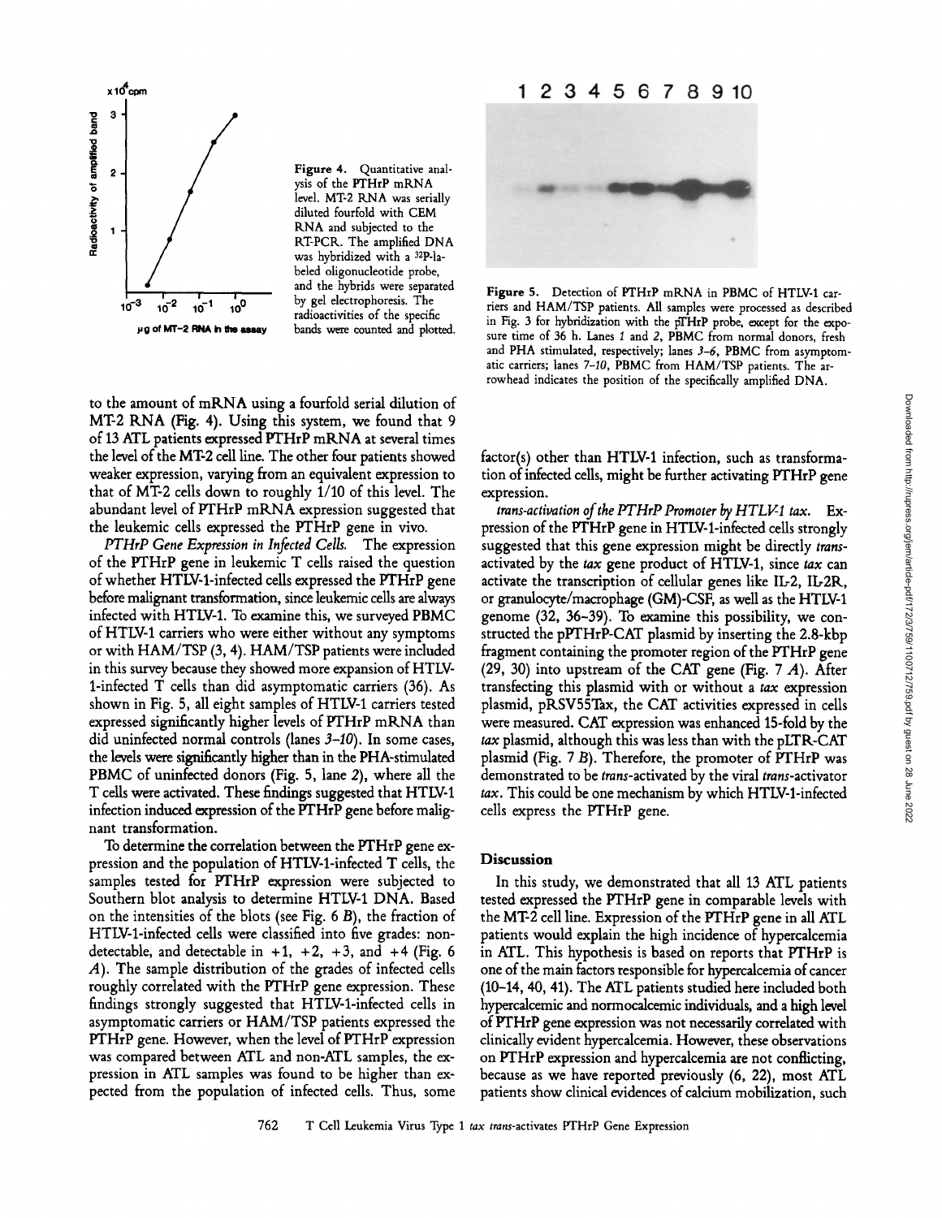Figure 4. Quantitative analysis of the PTHrP mRNA level. MT-2 RNA was serially diluted fourfold with CEM RNA and subjected to the RT-PCR. The amplified DNA was hybridized with a $^{32}$P-labeled oligonucleotide probe, and the hybrids were separated by gel electrophoresis. The radioactivities of the specific bands were counted and plotted.

Figure 5. Detection of PTHrP mRNA in PBMC of HTLV-1 carriers and HAM/TSP patients. All samples were processed as described in Fig. 3 for hybridization with the pTHrP probe, except for the exposure time of 36 h. Lanes *1* and *2*, PBMC from normal donors, fresh and PHA stimulated, respectively; lanes *3–6*, PBMC from asymptomatic carriers; lanes *7–10*, PBMC from HAM/TSP patients. The arrowhead indicates the position of the specifically amplified DNA.

to the amount of mRNA using a fourfold serial dilution of MT-2 RNA (Fig. 4). Using this system, we found that 9 of 13 ATL patients expressed PTHrP mRNA at several times the level of the MT-2 cell line. The other four patients showed weaker expression, varying from an equivalent expression to that of MT-2 cells down to roughly 1/10 of this level. The abundant level of PTHrP mRNA expression suggested that the leukemic cells expressed the PTHrP gene in vivo.

*PTHrP Gene Expression in Infected Cells.* The expression of the PTHrP gene in leukemic T cells raised the question of whether HTLV-1-infected cells expressed the PTHrP gene before malignant transformation, since leukemic cells are always infected with HTLV-1. To examine this, we surveyed PBMC of HTLV-1 carriers who were either without any symptoms or with HAM/TSP (3, 4). HAM/TSP patients were included in this survey because they showed more expansion of HTLV-1-infected T cells than did asymptomatic carriers (36). As shown in Fig. 5, all eight samples of HTLV-1 carriers tested expressed significantly higher levels of PTHrP mRNA than did uninfected normal controls (lanes *3–10*). In some cases, the levels were significantly higher than in the PHA-stimulated PBMC of uninfected donors (Fig. 5, lane *2*), where all the T cells were activated. These findings suggested that HTLV-1 infection induced expression of the PTHrP gene before malignant transformation.

To determine the correlation between the PTHrP gene expression and the population of HTLV-1-infected T cells, the samples tested for PTHrP expression were subjected to Southern blot analysis to determine HTLV-1 DNA. Based on the intensities of the blots (see Fig. 6 *B*), the fraction of HTLV-1-infected cells were classified into five grades: nondetectable, and detectable in +1, +2, +3, and +4 (Fig. 6 *A*). The sample distribution of the grades of infected cells roughly correlated with the PTHrP gene expression. These findings strongly suggested that HTLV-1-infected cells in asymptomatic carriers or HAM/TSP patients expressed the PTHrP gene. However, when the level of PTHrP expression was compared between ATL and non-ATL samples, the expression in ATL samples was found to be higher than expected from the population of infected cells. Thus, some factor(s) other than HTLV-1 infection, such as transformation of infected cells, might be further activating PTHrP gene expression.

*trans-activation of the PTHrP Promoter by HTLV-1 tax.* Expression of the PTHrP gene in HTLV-1-infected cells strongly suggested that this gene expression might be directly *trans*-activated by the *tax* gene product of HTLV-1, since *tax* can activate the transcription of cellular genes like IL-2, IL-2R, or granulocyte/macrophage (GM)-CSF, as well as the HTLV-1 genome (32, 36–39). To examine this possibility, we constructed the pPTHrP-CAT plasmid by inserting the 2.8-kbp fragment containing the promoter region of the PTHrP gene (29, 30) into upstream of the CAT gene (Fig. 7 *A*). After transfecting this plasmid with or without a *tax* expression plasmid, pRSV55Tax, the CAT activities expressed in cells were measured. CAT expression was enhanced 15-fold by the *tax* plasmid, although this was less than with the pLTR-CAT plasmid (Fig. 7 *B*). Therefore, the promoter of PTHrP was demonstrated to be *trans*-activated by the viral *trans*-activator *tax*. This could be one mechanism by which HTLV-1-infected cells express the PTHrP gene.

## Discussion

In this study, we demonstrated that all 13 ATL patients tested expressed the PTHrP gene in comparable levels with the MT-2 cell line. Expression of the PTHrP gene in all ATL patients would explain the high incidence of hypercalcemia in ATL. This hypothesis is based on reports that PTHrP is one of the main factors responsible for hypercalcemia of cancer (10–14, 40, 41). The ATL patients studied here included both hypercalcemic and normocalcemic individuals, and a high level of PTHrP gene expression was not necessarily correlated with clinically evident hypercalcemia. However, these observations on PTHrP expression and hypercalcemia are not conflicting, because as we have reported previously (6, 22), most ATL patients show clinical evidences of calcium mobilization, such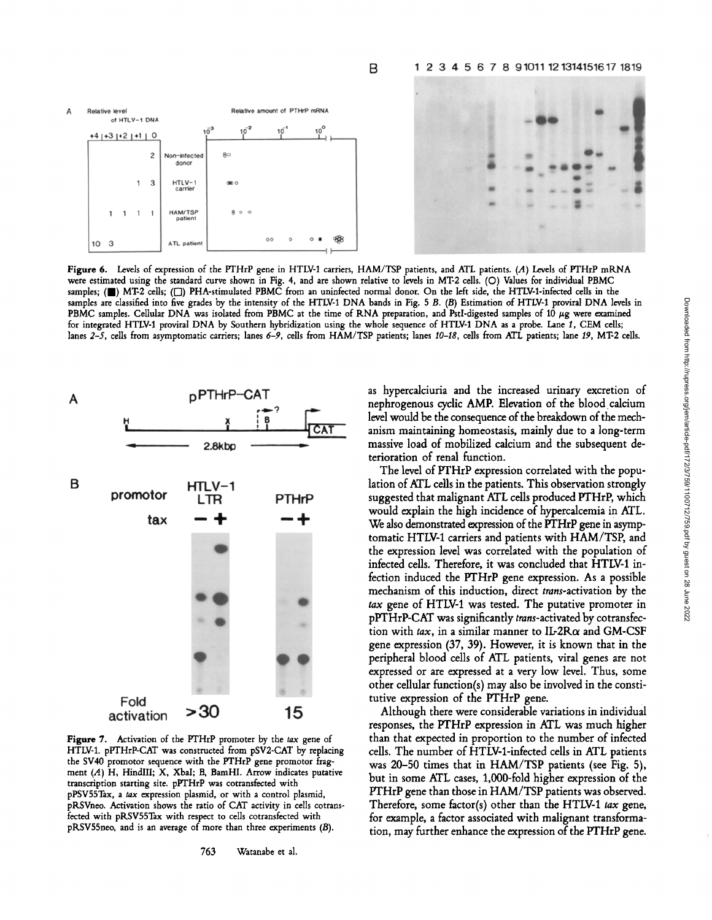**Figure 6.** Levels of expression of the PTHrP gene in HTLV-1 carriers, HAM/TSP patients, and ATL patients. (*A*) Levels of PTHrP mRNA were estimated using the standard curve shown in Fig. 4, and are shown relative to levels in MT-2 cells. (○) Values for individual PBMC samples; (■) MT-2 cells; (□) PHA-stimulated PBMC from an uninfected normal donor. On the left side, the HTLV-1-infected cells in the samples are classified into five grades by the intensity of the HTLV-1 DNA bands in Fig. 5 *B*. (*B*) Estimation of HTLV-1 proviral DNA levels in PBMC samples. Cellular DNA was isolated from PBMC at the time of RNA preparation, and PstI-digested samples of 10 μg were examined for integrated HTLV-1 proviral DNA by Southern hybridization using the whole sequence of HTLV-1 DNA as a probe. Lane *1*, CEM cells; lanes *2–5*, cells from asymptomatic carriers; lanes *6–9*, cells from HAM/TSP patients; lanes *10–18*, cells from ATL patients; lane *19*, MT-2 cells.

**Figure 7.** Activation of the PTHrP promoter by the *tax* gene of HTLV-1. pPTHrP-CAT was constructed from pSV2-CAT by replacing the SV40 promotor sequence with the PTHrP gene promotor fragment (*A*) H, HindIII; X, XbaI; B, BamHI. Arrow indicates putative transcription starting site. pPTHrP was cotransfected with pPSV55Tax, a *tax* expression plasmid, or with a control plasmid, pRSVneo. Activation shows the ratio of CAT activity in cells cotransfected with pRSV55Tax with respect to cells cotransfected with pRSV55neo, and is an average of more than three experiments (*B*).

as hypercalciuria and the increased urinary excretion of nephrogenous cyclic AMP. Elevation of the blood calcium level would be the consequence of the breakdown of the mechanism maintaining homeostasis, mainly due to a long-term massive load of mobilized calcium and the subsequent deterioration of renal function.

The level of PTHrP expression correlated with the population of ATL cells in the patients. This observation strongly suggested that malignant ATL cells produced PTHrP, which would explain the high incidence of hypercalcemia in ATL. We also demonstrated expression of the PTHrP gene in asymptomatic HTLV-1 carriers and patients with HAM/TSP, and the expression level was correlated with the population of infected cells. Therefore, it was concluded that HTLV-1 infection induced the PTHrP gene expression. As a possible mechanism of this induction, direct *trans*-activation by the *tax* gene of HTLV-1 was tested. The putative promoter in pPTHrP-CAT was significantly *trans*-activated by cotransfection with *tax*, in a similar manner to IL-2Rα and GM-CSF gene expression (37, 39). However, it is known that in the peripheral blood cells of ATL patients, viral genes are not expressed or are expressed at a very low level. Thus, some other cellular function(s) may also be involved in the constitutive expression of the PTHrP gene.

Although there were considerable variations in individual responses, the PTHrP expression in ATL was much higher than that expected in proportion to the number of infected cells. The number of HTLV-1-infected cells in ATL patients was 20–50 times that in HAM/TSP patients (see Fig. 5), but in some ATL cases, 1,000-fold higher expression of the PTHrP gene than those in HAM/TSP patients was observed. Therefore, some factor(s) other than the HTLV-1 *tax* gene, for example, a factor associated with malignant transformation, may further enhance the expression of the PTHrP gene.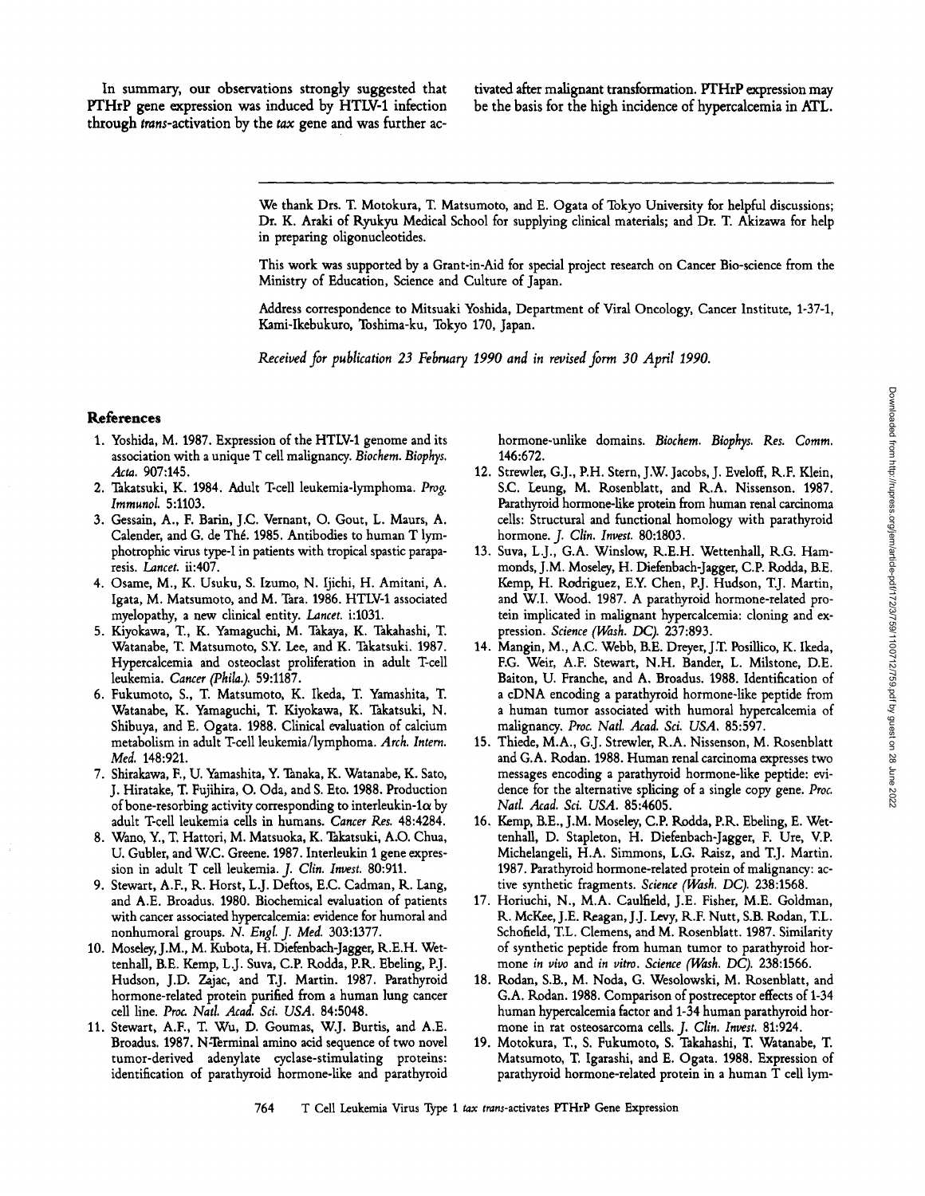In summary, our observations strongly suggested that PTHrP gene expression was induced by HTLV-1 infection through *trans*-activation by the *tax* gene and was further activated after malignant transformation. PTHrP expression may be the basis for the high incidence of hypercalcemia in ATL.

We thank Drs. T. Motokura, T. Matsumoto, and E. Ogata of Tokyo University for helpful discussions; Dr. K. Araki of Ryukyu Medical School for supplying clinical materials; and Dr. T. Akizawa for help in preparing oligonucleotides.

This work was supported by a Grant-in-Aid for special project research on Cancer Bio-science from the Ministry of Education, Science and Culture of Japan.

Address correspondence to Mitsuaki Yoshida, Department of Viral Oncology, Cancer Institute, 1-37-1, Kami-Ikebukuro, Toshima-ku, Tokyo 170, Japan.

*Received for publication 23 February 1990 and in revised form 30 April 1990.*

## References

1. Yoshida, M. 1987. Expression of the HTLV-1 genome and its association with a unique T cell malignancy. *Biochem. Biophys. Acta.* 907:145.
2. Takatsuki, K. 1984. Adult T-cell leukemia-lymphoma. *Prog. Immunol.* 5:1103.
3. Gessain, A., F. Barin, J.C. Vernant, O. Gout, L. Maurs, A. Calender, and G. de Thé. 1985. Antibodies to human T lymphotrophic virus type-I in patients with tropical spastic paraparesis. *Lancet.* ii:407.
4. Osame, M., K. Usuku, S. Izumo, N. Ijichi, H. Amitani, A. Igata, M. Matsumoto, and M. Tara. 1986. HTLV-1 associated myelopathy, a new clinical entity. *Lancet.* i:1031.
5. Kiyokawa, T., K. Yamaguchi, M. Takaya, K. Takahashi, T. Watanabe, T. Matsumoto, S.Y. Lee, and K. Takatsuki. 1987. Hypercalcemia and osteoclast proliferation in adult T-cell leukemia. *Cancer (Phila.).* 59:1187.
6. Fukumoto, S., T. Matsumoto, K. Ikeda, T. Yamashita, T. Watanabe, K. Yamaguchi, T. Kiyokawa, K. Takatsuki, N. Shibuya, and E. Ogata. 1988. Clinical evaluation of calcium metabolism in adult T-cell leukemia/lymphoma. *Arch. Intern. Med.* 148:921.
7. Shirakawa, F., U. Yamashita, Y. Tanaka, K. Watanabe, K. Sato, J. Hiratake, T. Fujihira, O. Oda, and S. Eto. 1988. Production of bone-resorbing activity corresponding to interleukin-1α by adult T-cell leukemia cells in humans. *Cancer Res.* 48:4284.
8. Wano, Y., T. Hattori, M. Matsuoka, K. Takatsuki, A.O. Chua, U. Gubler, and W.C. Greene. 1987. Interleukin 1 gene expression in adult T cell leukemia. *J. Clin. Invest.* 80:911.
9. Stewart, A.F., R. Horst, L.J. Deftos, E.C. Cadman, R. Lang, and A.E. Broadus. 1980. Biochemical evaluation of patients with cancer associated hypercalcemia: evidence for humoral and nonhumoral groups. *N. Engl. J. Med.* 303:1377.
10. Moseley, J.M., M. Kubota, H. Diefenbach-Jagger, R.E.H. Wettenhall, B.E. Kemp, L.J. Suva, C.P. Rodda, P.R. Ebeling, P.J. Hudson, J.D. Zajac, and T.J. Martin. 1987. Parathyroid hormone-related protein purified from a human lung cancer cell line. *Proc. Natl. Acad. Sci. USA.* 84:5048.
11. Stewart, A.F., T. Wu, D. Goumas, W.J. Burtis, and A.E. Broadus. 1987. N-Terminal amino acid sequence of two novel tumor-derived adenylate cyclase-stimulating proteins: identification of parathyroid hormone-like and parathyroid hormone-unlike domains. *Biochem. Biophys. Res. Comm.* 146:672.
12. Strewler, G.J., P.H. Stern, J.W. Jacobs, J. Eveloff, R.F. Klein, S.C. Leung, M. Rosenblatt, and R.A. Nissenson. 1987. Parathyroid hormone-like protein from human renal carcinoma cells: Structural and functional homology with parathyroid hormone. *J. Clin. Invest.* 80:1803.
13. Suva, L.J., G.A. Winslow, R.E.H. Wettenhall, R.G. Hammonds, J.M. Moseley, H. Diefenbach-Jagger, C.P. Rodda, B.E. Kemp, H. Rodriguez, E.Y. Chen, P.J. Hudson, T.J. Martin, and W.I. Wood. 1987. A parathyroid hormone-related protein implicated in malignant hypercalcemia: cloning and expression. *Science (Wash. DC).* 237:893.
14. Mangin, M., A.C. Webb, B.E. Dreyer, J.T. Posillico, K. Ikeda, F.G. Weir, A.F. Stewart, N.H. Bander, L. Milstone, D.E. Baiton, U. Franche, and A. Broadus. 1988. Identification of a cDNA encoding a parathyroid hormone-like peptide from a human tumor associated with humoral hypercalcemia of malignancy. *Proc. Natl. Acad. Sci. USA.* 85:597.
15. Thiede, M.A., G.J. Strewler, R.A. Nissenson, M. Rosenblatt and G.A. Rodan. 1988. Human renal carcinoma expresses two messages encoding a parathyroid hormone-like peptide: evidence for the alternative splicing of a single copy gene. *Proc. Natl. Acad. Sci. USA.* 85:4605.
16. Kemp, B.E., J.M. Moseley, C.P. Rodda, P.R. Ebeling, E. Wettenhall, D. Stapleton, H. Diefenbach-Jagger, F. Ure, V.P. Michelangeli, H.A. Simmons, L.G. Raisz, and T.J. Martin. 1987. Parathyroid hormone-related protein of malignancy: active synthetic fragments. *Science (Wash. DC).* 238:1568.
17. Horiuchi, N., M.A. Caulfield, J.E. Fisher, M.E. Goldman, R. McKee, J.E. Reagan, J.J. Levy, R.F. Nutt, S.B. Rodan, T.L. Schofield, T.L. Clemens, and M. Rosenblatt. 1987. Similarity of synthetic peptide from human tumor to parathyroid hormone *in vivo* and *in vitro*. *Science (Wash. DC).* 238:1566.
18. Rodan, S.B., M. Noda, G. Wesolowski, M. Rosenblatt, and G.A. Rodan. 1988. Comparison of postreceptor effects of 1-34 human hypercalcemia factor and 1-34 human parathyroid hormone in rat osteosarcoma cells. *J. Clin. Invest.* 81:924.
19. Motokura, T., S. Fukumoto, S. Takahashi, T. Watanabe, T. Matsumoto, T. Igarashi, and E. Ogata. 1988. Expression of parathyroid hormone-related protein in a human T cell lym-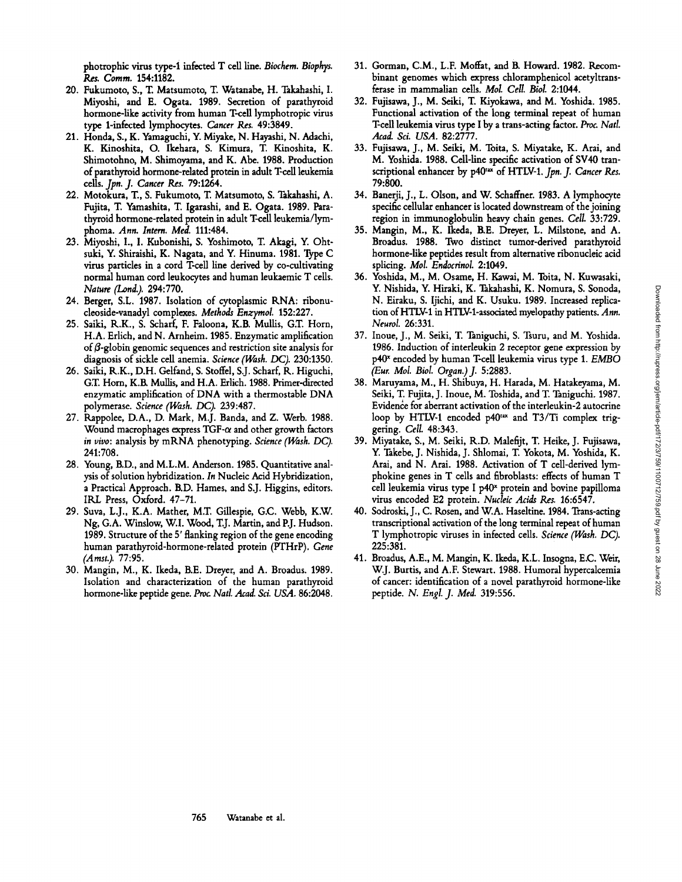photrophic virus type-1 infected T cell line. *Biochem. Biophys. Res. Comm.* 154:1182.

20. Fukumoto, S., T. Matsumoto, T. Watanabe, H. Takahashi, I. Miyoshi, and E. Ogata. 1989. Secretion of parathyroid hormone-like activity from human T-cell lymphotropic virus type 1-infected lymphocytes. *Cancer Res.* 49:3849.
21. Honda, S., K. Yamaguchi, Y. Miyake, N. Hayashi, N. Adachi, K. Kinoshita, O. Ikehara, S. Kimura, T. Kinoshita, K. Shimotohno, M. Shimoyama, and K. Abe. 1988. Production of parathyroid hormone-related protein in adult T-cell leukemia cells. *Jpn. J. Cancer Res.* 79:1264.
22. Motokura, T., S. Fukumoto, T. Matsumoto, S. Takahashi, A. Fujita, T. Yamashita, T. Igarashi, and E. Ogata. 1989. Parathyroid hormone-related protein in adult T-cell leukemia/lymphoma. *Ann. Intern. Med.* 111:484.
23. Miyoshi, I., I. Kubonishi, S. Yoshimoto, T. Akagi, Y. Ohtsuki, Y. Shiraishi, K. Nagata, and Y. Hinuma. 1981. Type C virus particles in a cord T-cell line derived by co-cultivating normal human cord leukocytes and human leukaemic T cells. *Nature (Lond.).* 294:770.
24. Berger, S.L. 1987. Isolation of cytoplasmic RNA: ribonucleoside-vanadyl complexes. *Methods Enzymol.* 152:227.
25. Saiki, R.K., S. Scharf, F. Faloona, K.B. Mullis, G.T. Horn, H.A. Erlich, and N. Arnheim. 1985. Enzymatic amplification of β-globin genomic sequences and restriction site analysis for diagnosis of sickle cell anemia. *Science (Wash. DC).* 230:1350.
26. Saiki, R.K., D.H. Gelfand, S. Stoffel, S.J. Scharf, R. Higuchi, G.T. Horn, K.B. Mullis, and H.A. Erlich. 1988. Primer-directed enzymatic amplification of DNA with a thermostable DNA polymerase. *Science (Wash. DC).* 239:487.
27. Rappolee, D.A., D. Mark, M.J. Banda, and Z. Werb. 1988. Wound macrophages express TGF-α and other growth factors *in vivo*: analysis by mRNA phenotyping. *Science (Wash. DC).* 241:708.
28. Young, B.D., and M.L.M. Anderson. 1985. Quantitative analysis of solution hybridization. *In* Nucleic Acid Hybridization, a Practical Approach. B.D. Hames, and S.J. Higgins, editors. IRL Press, Oxford. 47–71.
29. Suva, L.J., K.A. Mather, M.T. Gillespie, G.C. Webb, K.W. Ng, G.A. Winslow, W.I. Wood, T.J. Martin, and P.J. Hudson. 1989. Structure of the 5' flanking region of the gene encoding human parathyroid-hormone-related protein (PTHrP). *Gene (Amst.).* 77:95.
30. Mangin, M., K. Ikeda, B.E. Dreyer, and A. Broadus. 1989. Isolation and characterization of the human parathyroid hormone-like peptide gene. *Proc. Natl. Acad. Sci. USA.* 86:2048.
31. Gorman, C.M., L.F. Moffat, and B. Howard. 1982. Recombinant genomes which express chloramphenicol acetyltransferase in mammalian cells. *Mol. Cell. Biol.* 2:1044.
32. Fujisawa, J., M. Seiki, T. Kiyokawa, and M. Yoshida. 1985. Functional activation of the long terminal repeat of human T-cell leukemia virus type I by a trans-acting factor. *Proc. Natl. Acad. Sci. USA.* 82:2777.
33. Fujisawa, J., M. Seiki, M. Toita, S. Miyatake, K. Arai, and M. Yoshida. 1988. Cell-line specific activation of SV40 transcriptional enhancer by $p40^{tax}$ of HTLV-1. *Jpn. J. Cancer Res.* 79:800.
34. Banerji, J., L. Olson, and W. Schaffner. 1983. A lymphocyte specific cellular enhancer is located downstream of the joining region in immunoglobulin heavy chain genes. *Cell.* 33:729.
35. Mangin, M., K. Ikeda, B.E. Dreyer, L. Milstone, and A. Broadus. 1988. Two distinct tumor-derived parathyroid hormone-like peptides result from alternative ribonucleic acid splicing. *Mol. Endocrinol.* 2:1049.
36. Yoshida, M., M. Osame, H. Kawai, M. Toita, N. Kuwasaki, Y. Nishida, Y. Hiraki, K. Takahashi, K. Nomura, S. Sonoda, N. Eiraku, S. Ijichi, and K. Usuku. 1989. Increased replication of HTLV-1 in HTLV-1-associated myelopathy patients. *Ann. Neurol.* 26:331.
37. Inoue, J., M. Seiki, T. Taniguchi, S. Tsuru, and M. Yoshida. 1986. Induction of interleukin 2 receptor gene expression by $p40^{x}$ encoded by human T-cell leukemia virus type 1. *EMBO (Eur. Mol. Biol. Organ.) J.* 5:2883.
38. Maruyama, M., H. Shibuya, H. Harada, M. Hatakeyama, M. Seiki, T. Fujita, J. Inoue, M. Toshida, and T. Taniguchi. 1987. Evidence for aberrant activation of the interleukin-2 autocrine loop by HTLV-1 encoded $p40^{tax}$ and T3/Ti complex triggering. *Cell.* 48:343.
39. Miyatake, S., M. Seiki, R.D. Malefijt, T. Heike, J. Fujisawa, Y. Takebe, J. Nishida, J. Shlomai, T. Yokota, M. Yoshida, K. Arai, and N. Arai. 1988. Activation of T cell-derived lymphokine genes in T cells and fibroblasts: effects of human T cell leukemia virus type I $p40^{x}$ protein and bovine papilloma virus encoded E2 protein. *Nucleic Acids Res.* 16:6547.
40. Sodroski, J., C. Rosen, and W.A. Haseltine. 1984. Trans-acting transcriptional activation of the long terminal repeat of human T lymphotropic viruses in infected cells. *Science (Wash. DC).* 225:381.
41. Broadus, A.E., M. Mangin, K. Ikeda, K.L. Insogna, E.C. Weir, W.J. Burtis, and A.F. Stewart. 1988. Humoral hypercalcemia of cancer: identification of a novel parathyroid hormone-like peptide. *N. Engl. J. Med.* 319:556.